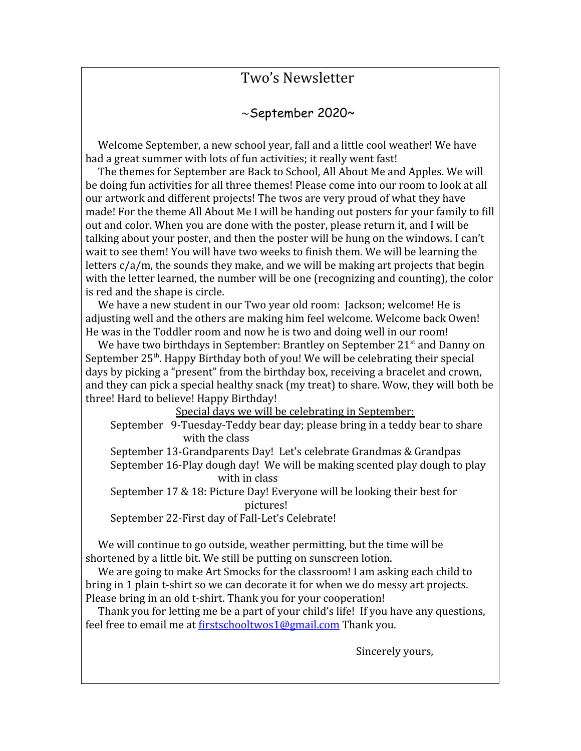# Two's Newsletter

## ~September 2020~

Welcome September, a new school year, fall and a little cool weather! We have had a great summer with lots of fun activities; it really went fast!

The themes for September are Back to School, All About Me and Apples. We will be doing fun activities for all three themes! Please come into our room to look at all our artwork and different projects! The twos are very proud of what they have made! For the theme All About Me I will be handing out posters for your family to fill out and color. When you are done with the poster, please return it, and I will be talking about your poster, and then the poster will be hung on the windows. I can't wait to see them! You will have two weeks to finish them. We will be learning the letters c/a/m, the sounds they make, and we will be making art projects that begin with the letter learned, the number will be one (recognizing and counting), the color is red and the shape is circle.

We have a new student in our Two year old room: Jackson; welcome! He is adjusting well and the others are making him feel welcome. Welcome back Owen! He was in the Toddler room and now he is two and doing well in our room!

We have two birthdays in September: Brantley on September 21st and Danny on September 25th. Happy Birthday both of you! We will be celebrating their special days by picking a "present" from the birthday box, receiving a bracelet and crown, and they can pick a special healthy snack (my treat) to share. Wow, they will both be three! Hard to believe! Happy Birthday!

<u>Special days we will be celebrating in September:</u>

- September 9-Tuesday-Teddy bear day; please bring in a teddy bear to share with the class
- September 13-Grandparents Day! Let's celebrate Grandmas & Grandpas
- September 16-Play dough day! We will be making scented play dough to play with in class
- September 17 & 18: Picture Day! Everyone will be looking their best for pictures!
- September 22-First day of Fall-Let's Celebrate!

We will continue to go outside, weather permitting, but the time will be shortened by a little bit. We still be putting on sunscreen lotion.

We are going to make Art Smocks for the classroom! I am asking each child to bring in 1 plain t-shirt so we can decorate it for when we do messy art projects. Please bring in an old t-shirt. Thank you for your cooperation!

Thank you for letting me be a part of your child's life! If you have any questions, feel free to email me at firstschooltwos1@gmail.com Thank you.

Sincerely yours,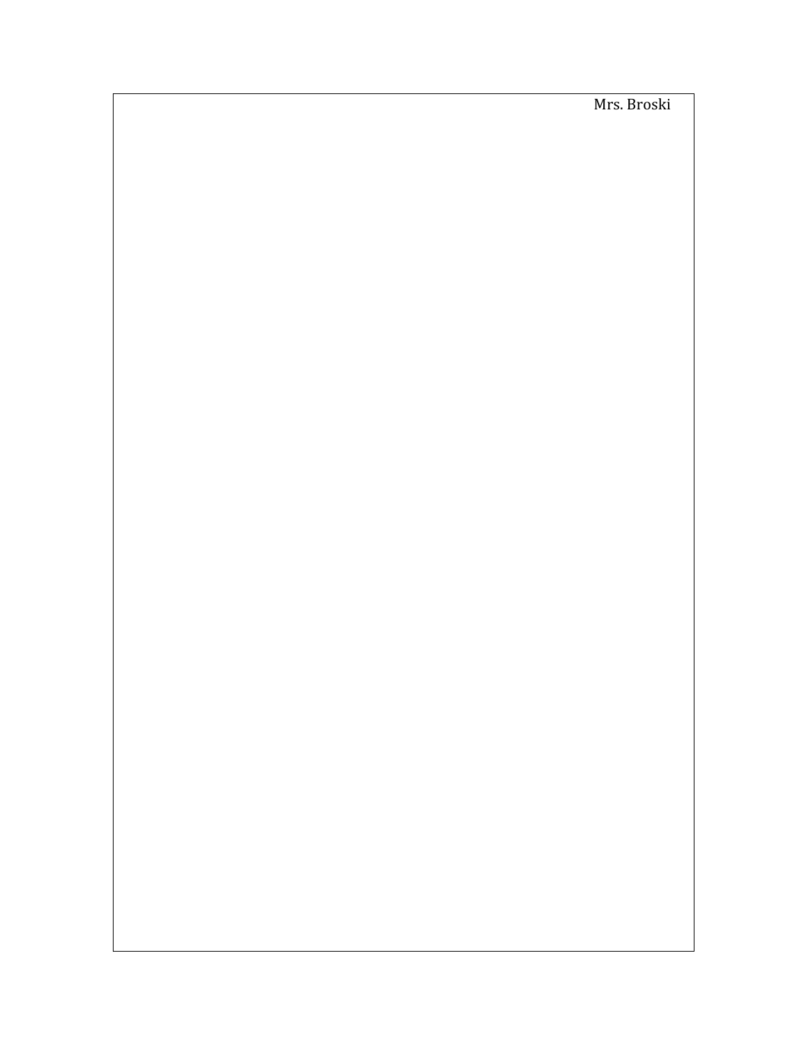Mrs. Broski